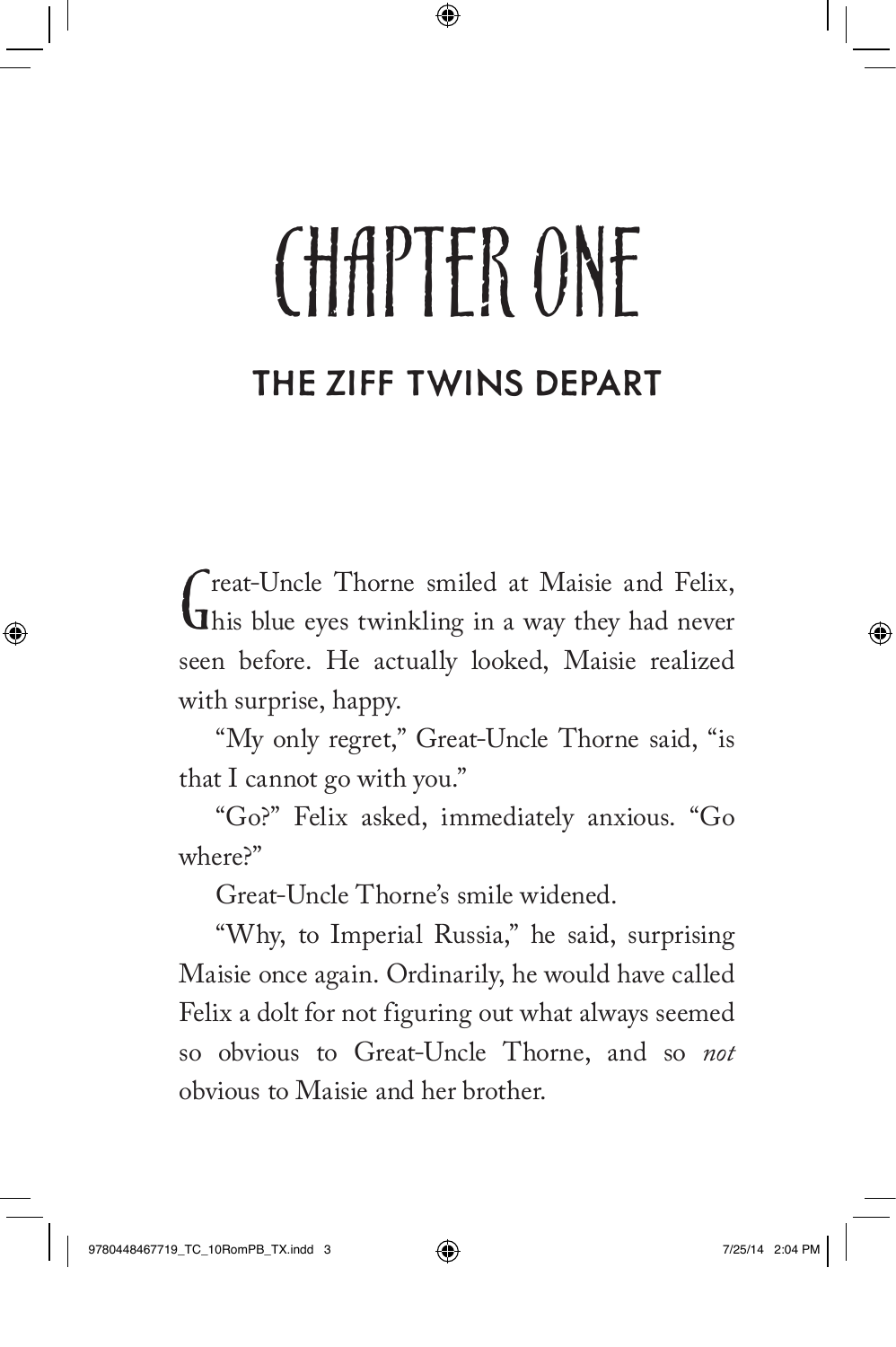# CHAPTER ONE

## THE ZIFF TWINS DEPART

Great-Uncle Thorne smiled at Maisie and Felix, his blue eyes twinkling in a way they had never seen before. He actually looked, Maisie realized with surprise, happy.

"My only regret," Great-Uncle Thorne said, "is that I cannot go with you."

"Go?" Felix asked, immediately anxious. "Go where?"

Great-Uncle Thorne's smile widened.

"Why, to Imperial Russia," he said, surprising Maisie once again. Ordinarily, he would have called Felix a dolt for not figuring out what always seemed so obvious to Great-Uncle Thorne, and so *not* obvious to Maisie and her brother.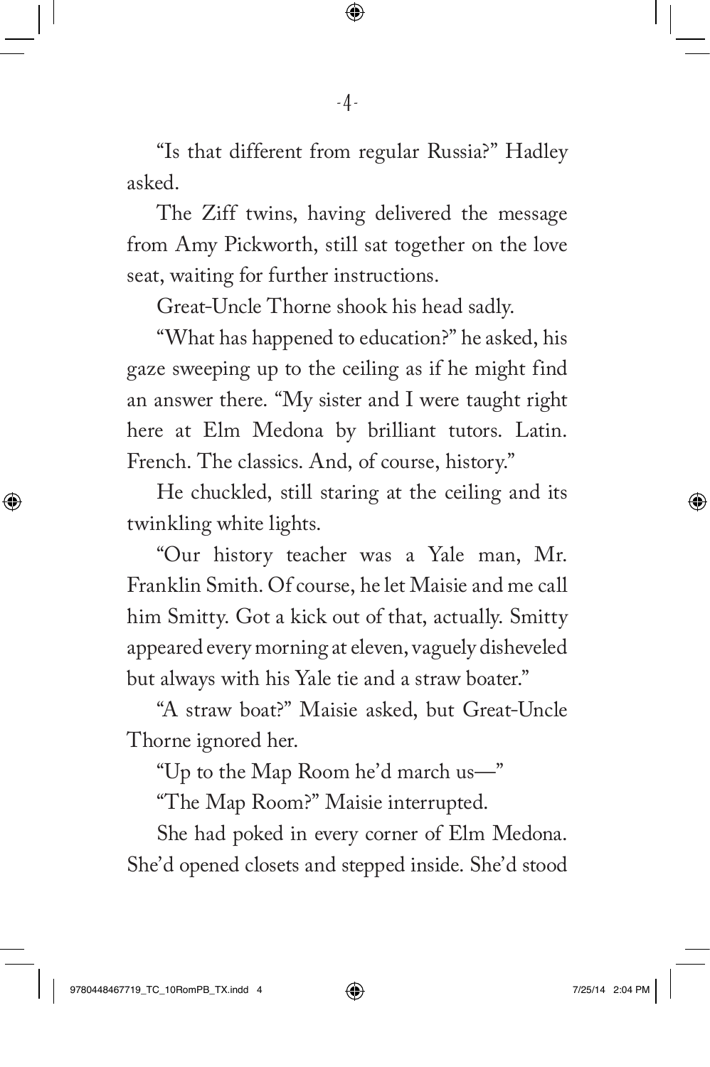"Is that different from regular Russia?" Hadley asked.

The Ziff twins, having delivered the message from Amy Pickworth, still sat together on the love seat, waiting for further instructions.

Great-Uncle Thorne shook his head sadly.

"What has happened to education?" he asked, his gaze sweeping up to the ceiling as if he might find an answer there. "My sister and I were taught right here at Elm Medona by brilliant tutors. Latin. French. The classics. And, of course, history."

He chuckled, still staring at the ceiling and its twinkling white lights.

"Our history teacher was a Yale man, Mr. Franklin Smith. Of course, he let Maisie and me call him Smitty. Got a kick out of that, actually. Smitty appeared every morning at eleven, vaguely disheveled but always with his Yale tie and a straw boater."

"A straw boat?" Maisie asked, but Great-Uncle Thorne ignored her.

"Up to the Map Room he'd march us—"

"The Map Room?" Maisie interrupted.

She had poked in every corner of Elm Medona. She'd opened closets and stepped inside. She'd stood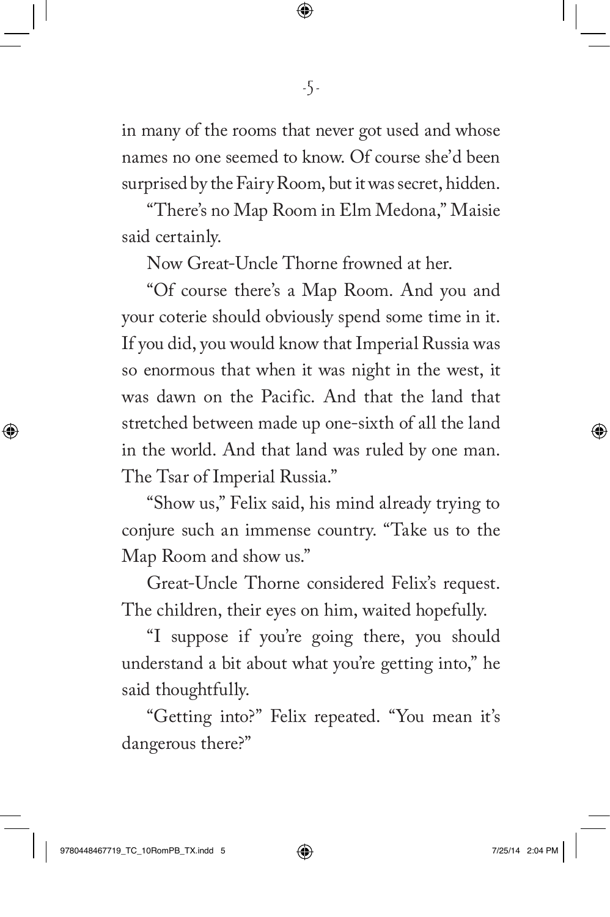in many of the rooms that never got used and whose names no one seemed to know. Of course she'd been surprised by the Fairy Room, but it was secret, hidden.

"There's no Map Room in Elm Medona," Maisie said certainly.

Now Great-Uncle Thorne frowned at her.

"Of course there's a Map Room. And you and your coterie should obviously spend some time in it. If you did, you would know that Imperial Russia was so enormous that when it was night in the west, it was dawn on the Pacific. And that the land that stretched between made up one-sixth of all the land in the world. And that land was ruled by one man. The Tsar of Imperial Russia."

"Show us," Felix said, his mind already trying to conjure such an immense country. "Take us to the Map Room and show us."

Great-Uncle Thorne considered Felix's request. The children, their eyes on him, waited hopefully.

"I suppose if you're going there, you should understand a bit about what you're getting into," he said thoughtfully.

"Getting into?" Felix repeated. "You mean it's dangerous there?"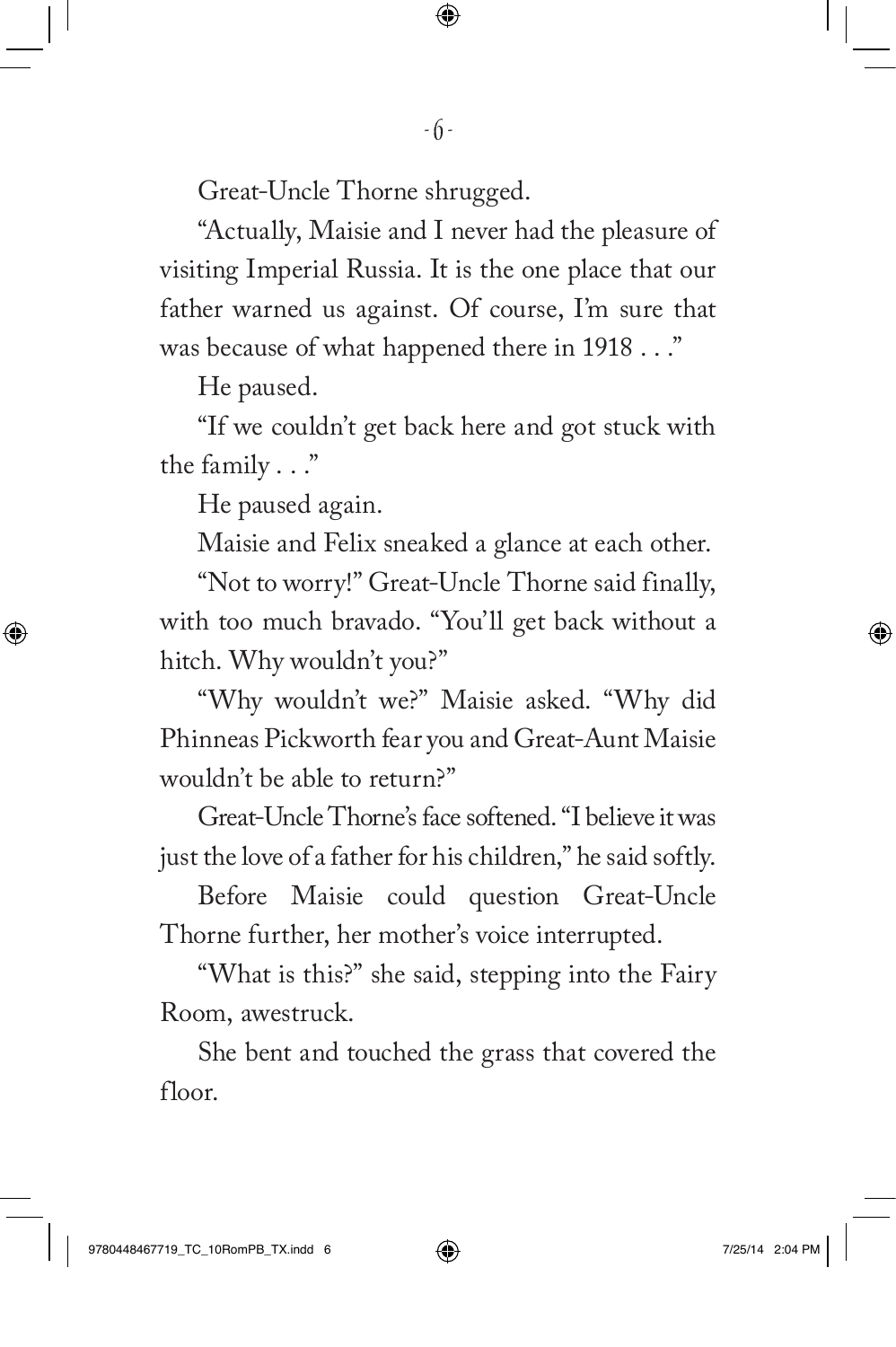Great-Uncle Thorne shrugged.

"Actually, Maisie and I never had the pleasure of visiting Imperial Russia. It is the one place that our father warned us against. Of course, I'm sure that was because of what happened there in 1918 . . ."

He paused.

"If we couldn't get back here and got stuck with the family . . ."

He paused again.

Maisie and Felix sneaked a glance at each other.

"Not to worry!" Great-Uncle Thorne said finally, with too much bravado. "You'll get back without a hitch. Why wouldn't you?"

"Why wouldn't we?" Maisie asked. "Why did Phinneas Pickworth fear you and Great-Aunt Maisie wouldn't be able to return?"

Great-Uncle Thorne's face softened. "I believe it was just the love of a father for his children," he said softly.

Before Maisie could question Great-Uncle Thorne further, her mother's voice interrupted.

"What is this?" she said, stepping into the Fairy Room, awestruck.

She bent and touched the grass that covered the floor.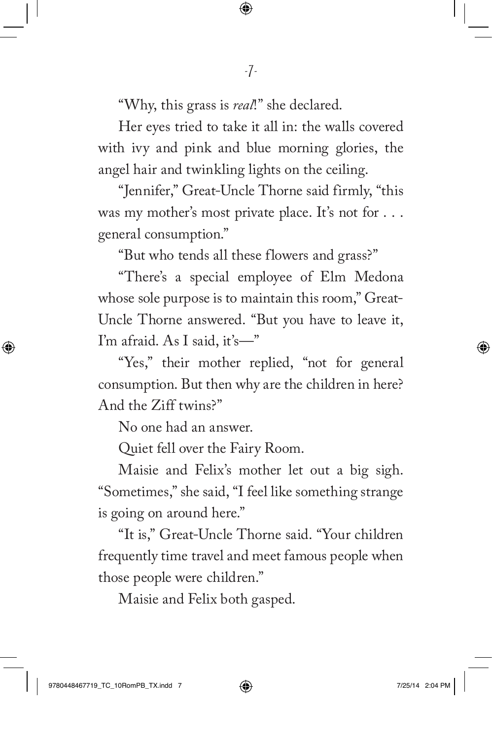"Why, this grass is *real*!" she declared.

Her eyes tried to take it all in: the walls covered with ivy and pink and blue morning glories, the angel hair and twinkling lights on the ceiling.

"Jennifer," Great-Uncle Thorne said firmly, "this was my mother's most private place. It's not for . . . general consumption."

"But who tends all these flowers and grass?"

"There's a special employee of Elm Medona whose sole purpose is to maintain this room," Great-Uncle Thorne answered. "But you have to leave it, I'm afraid. As I said, it's—"

"Yes," their mother replied, "not for general consumption. But then why are the children in here? And the Ziff twins?"

No one had an answer.

Quiet fell over the Fairy Room.

Maisie and Felix's mother let out a big sigh. "Sometimes," she said, "I feel like something strange is going on around here."

"It is," Great-Uncle Thorne said. "Your children frequently time travel and meet famous people when those people were children."

Maisie and Felix both gasped.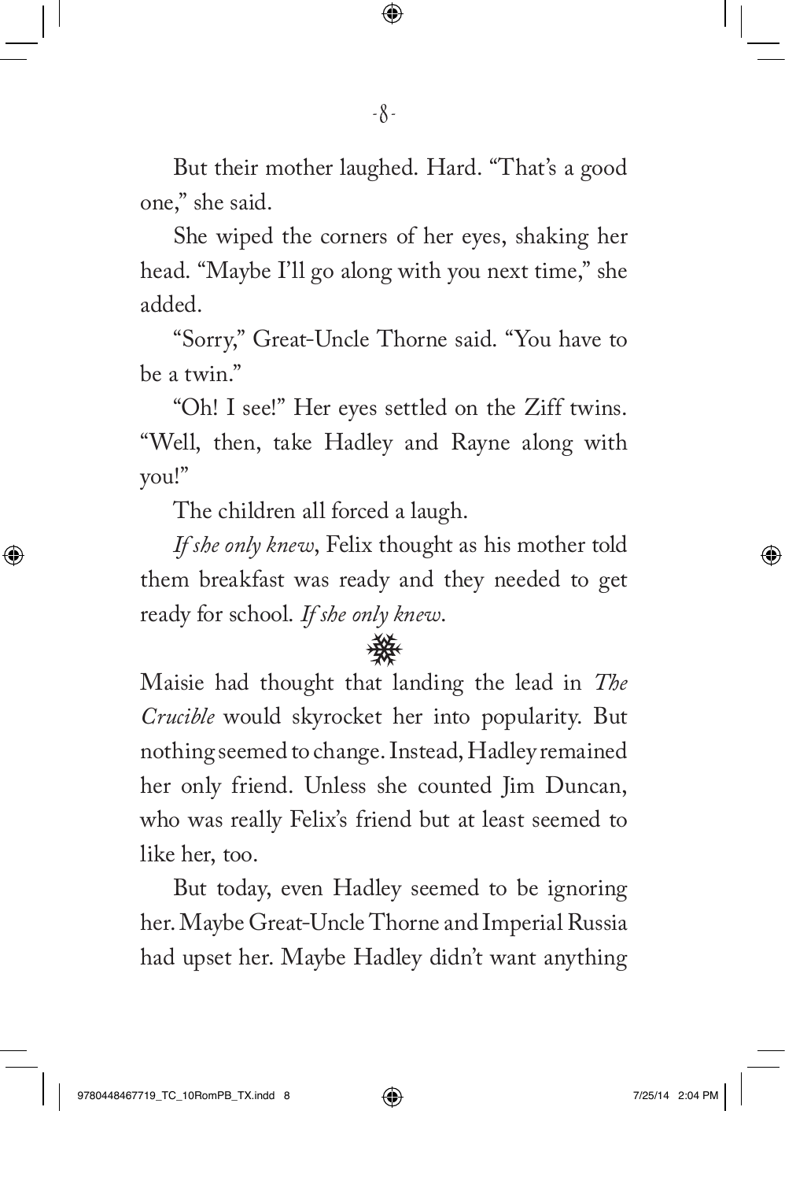But their mother laughed. Hard. "That's a good one," she said.

She wiped the corners of her eyes, shaking her head. "Maybe I'll go along with you next time," she added.

"Sorry," Great-Uncle Thorne said. "You have to be a twin."

"Oh! I see!" Her eyes settled on the Ziff twins. "Well, then, take Hadley and Rayne along with you!"

The children all forced a laugh.

*If she only knew*, Felix thought as his mother told them breakfast was ready and they needed to get ready for school. *If she only knew*.

❄

Maisie had thought that landing the lead in *The Crucible* would skyrocket her into popularity. But nothing seemed to change. Instead, Hadley remained her only friend. Unless she counted Jim Duncan, who was really Felix's friend but at least seemed to like her, too.

But today, even Hadley seemed to be ignoring her. Maybe Great-Uncle Thorne and Imperial Russia had upset her. Maybe Hadley didn't want anything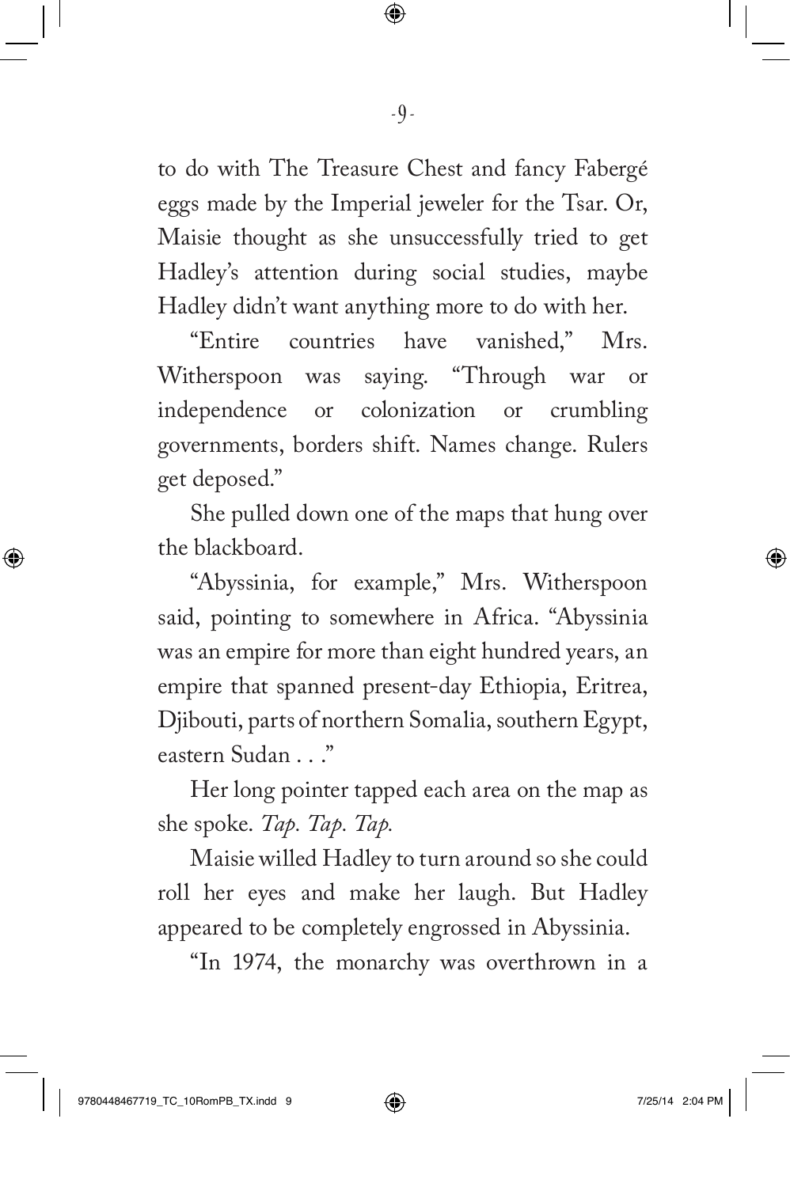to do with The Treasure Chest and fancy Fabergé eggs made by the Imperial jeweler for the Tsar. Or, Maisie thought as she unsuccessfully tried to get Hadley's attention during social studies, maybe Hadley didn't want anything more to do with her.

"Entire countries have vanished," Mrs. Witherspoon was saying. "Through war or independence or colonization or crumbling governments, borders shift. Names change. Rulers get deposed."

She pulled down one of the maps that hung over the blackboard.

"Abyssinia, for example," Mrs. Witherspoon said, pointing to somewhere in Africa. "Abyssinia was an empire for more than eight hundred years, an empire that spanned present-day Ethiopia, Eritrea, Djibouti, parts of northern Somalia, southern Egypt, eastern Sudan . . ."

Her long pointer tapped each area on the map as she spoke. *Tap. Tap. Tap.*

Maisie willed Hadley to turn around so she could roll her eyes and make her laugh. But Hadley appeared to be completely engrossed in Abyssinia.

"In 1974, the monarchy was overthrown in a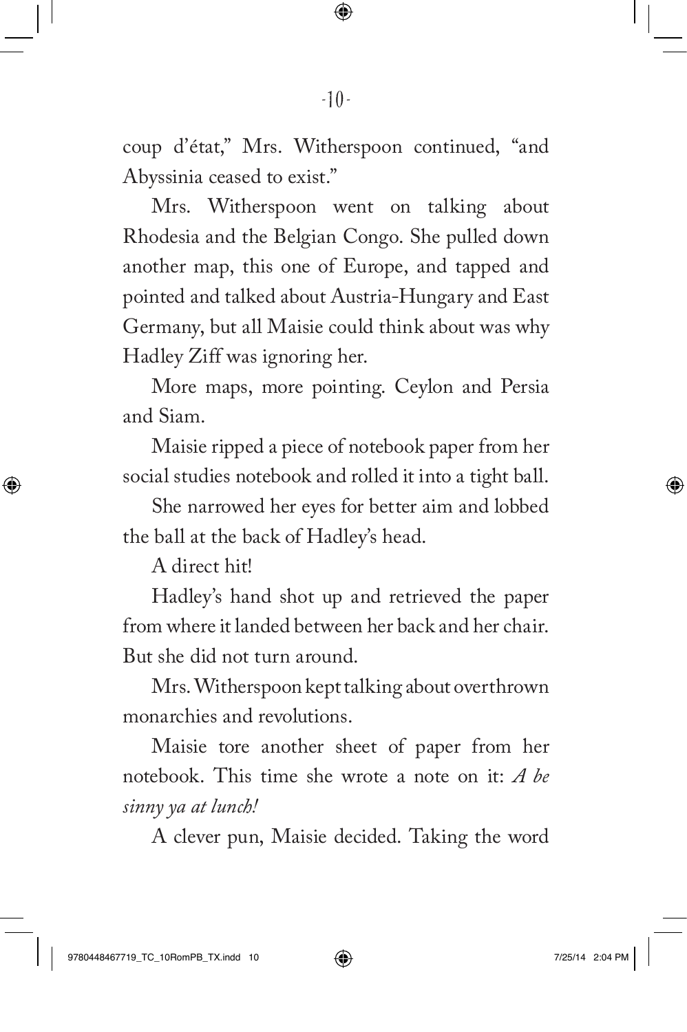coup d'état," Mrs. Witherspoon continued, "and Abyssinia ceased to exist."

Mrs. Witherspoon went on talking about Rhodesia and the Belgian Congo. She pulled down another map, this one of Europe, and tapped and pointed and talked about Austria-Hungary and East Germany, but all Maisie could think about was why Hadley Ziff was ignoring her.

More maps, more pointing. Ceylon and Persia and Siam.

Maisie ripped a piece of notebook paper from her social studies notebook and rolled it into a tight ball.

She narrowed her eyes for better aim and lobbed the ball at the back of Hadley's head.

A direct hit!

Hadley's hand shot up and retrieved the paper from where it landed between her back and her chair. But she did not turn around.

Mrs. Witherspoon kept talking about overthrown monarchies and revolutions.

Maisie tore another sheet of paper from her notebook. This time she wrote a note on it: *A be sinny ya at lunch!*

A clever pun, Maisie decided. Taking the word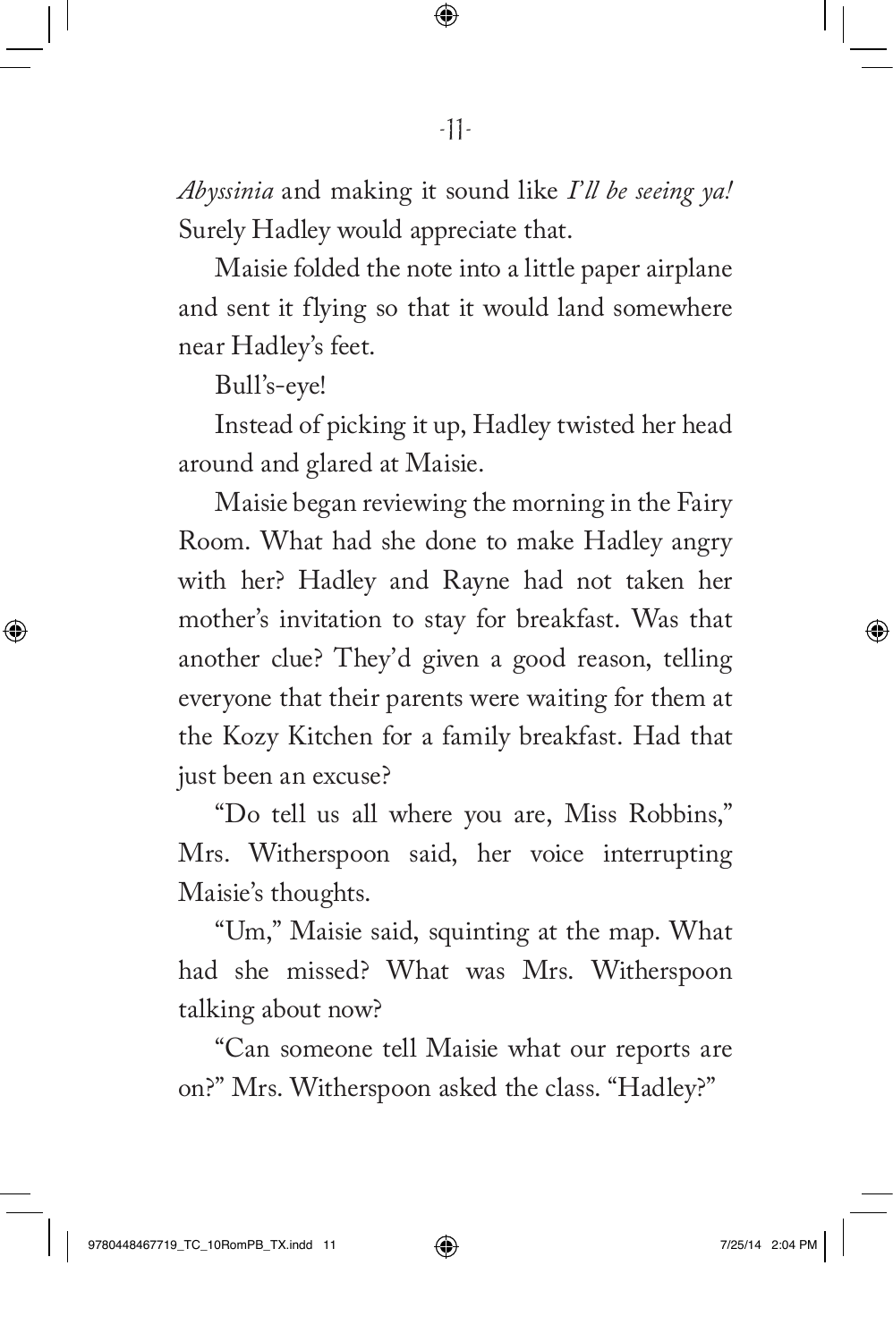*Abyssinia* and making it sound like *I'll be seeing ya!* Surely Hadley would appreciate that.

Maisie folded the note into a little paper airplane and sent it flying so that it would land somewhere near Hadley's feet.

Bull's-eye!

Instead of picking it up, Hadley twisted her head around and glared at Maisie.

Maisie began reviewing the morning in the Fairy Room. What had she done to make Hadley angry with her? Hadley and Rayne had not taken her mother's invitation to stay for breakfast. Was that another clue? They'd given a good reason, telling everyone that their parents were waiting for them at the Kozy Kitchen for a family breakfast. Had that just been an excuse?

"Do tell us all where you are, Miss Robbins," Mrs. Witherspoon said, her voice interrupting Maisie's thoughts.

"Um," Maisie said, squinting at the map. What had she missed? What was Mrs. Witherspoon talking about now?

"Can someone tell Maisie what our reports are on?" Mrs. Witherspoon asked the class. "Hadley?"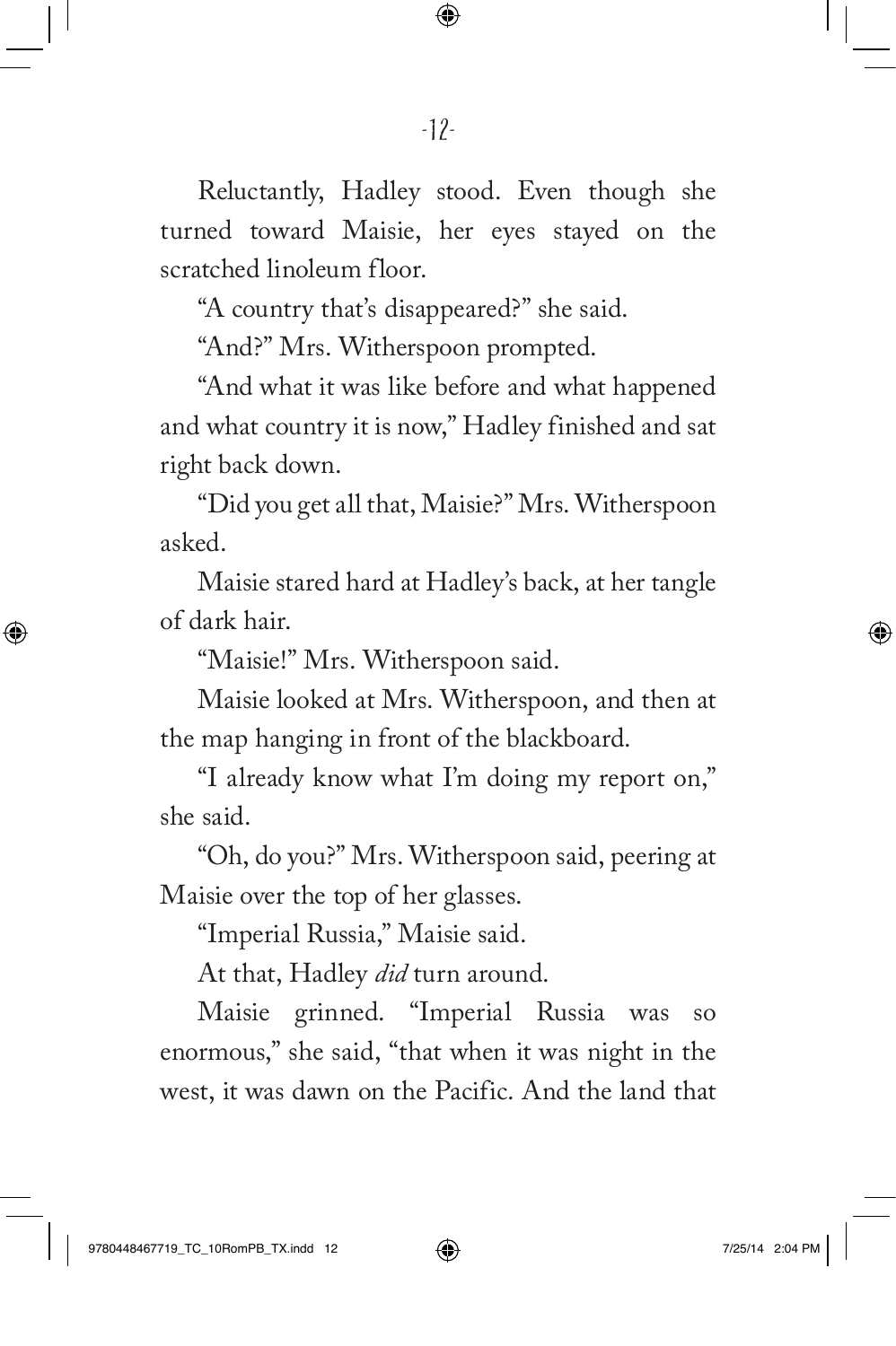Reluctantly, Hadley stood. Even though she turned toward Maisie, her eyes stayed on the scratched linoleum floor.

"A country that's disappeared?" she said.

"And?" Mrs. Witherspoon prompted.

"And what it was like before and what happened and what country it is now," Hadley finished and sat right back down.

"Did you get all that, Maisie?" Mrs. Witherspoon asked.

Maisie stared hard at Hadley's back, at her tangle of dark hair.

"Maisie!" Mrs. Witherspoon said.

Maisie looked at Mrs. Witherspoon, and then at the map hanging in front of the blackboard.

"I already know what I'm doing my report on," she said.

"Oh, do you?" Mrs. Witherspoon said, peering at Maisie over the top of her glasses.

"Imperial Russia," Maisie said.

At that, Hadley *did* turn around.

Maisie grinned. "Imperial Russia was so enormous," she said, "that when it was night in the west, it was dawn on the Pacific. And the land that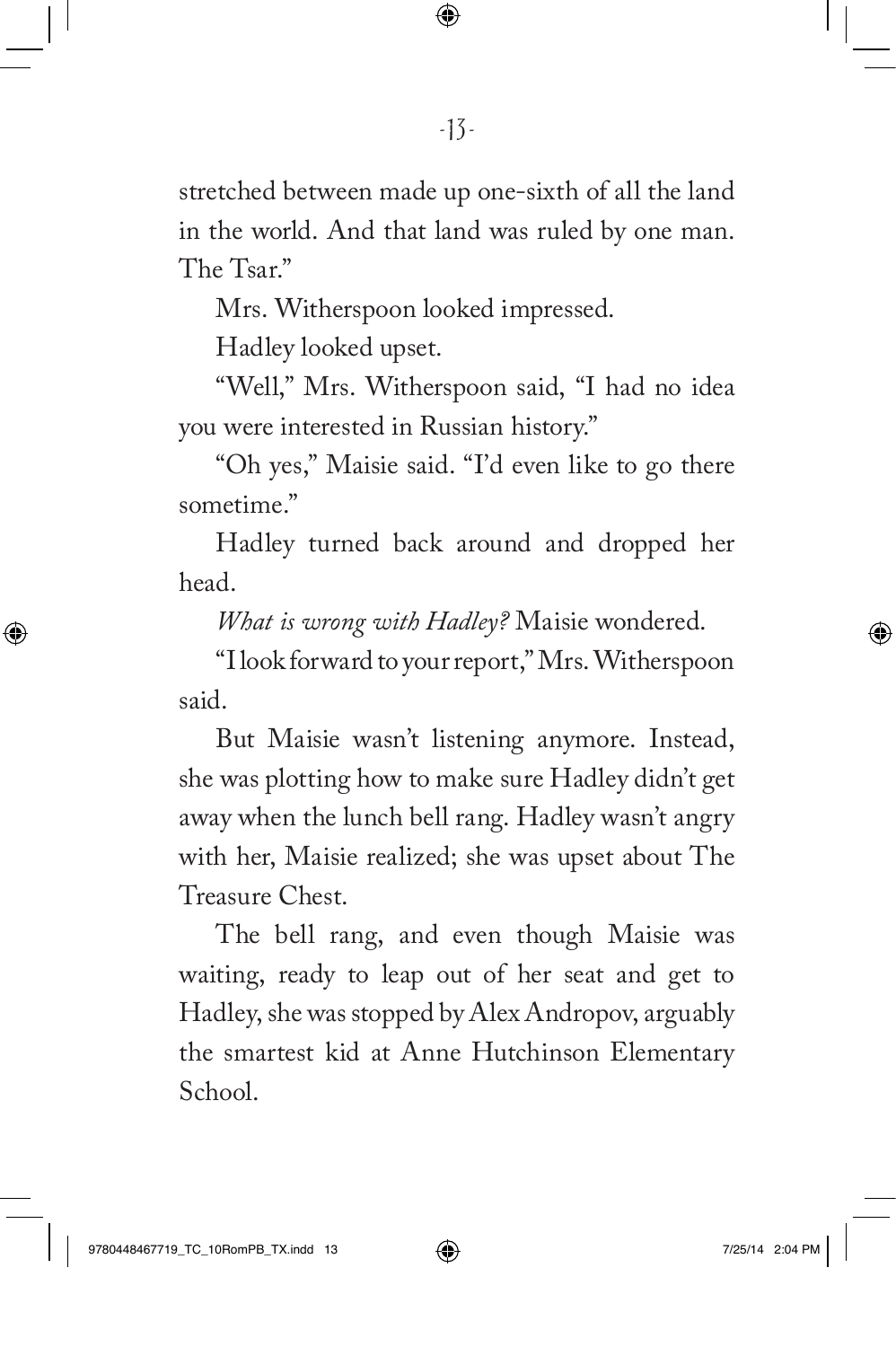stretched between made up one-sixth of all the land in the world. And that land was ruled by one man. The Tsar."

Mrs. Witherspoon looked impressed.

Hadley looked upset.

"Well," Mrs. Witherspoon said, "I had no idea you were interested in Russian history."

"Oh yes," Maisie said. "I'd even like to go there sometime."

Hadley turned back around and dropped her head.

*What is wrong with Hadley?* Maisie wondered.

"I look forward to your report," Mrs. Witherspoon said.

But Maisie wasn't listening anymore. Instead, she was plotting how to make sure Hadley didn't get away when the lunch bell rang. Hadley wasn't angry with her, Maisie realized; she was upset about The Treasure Chest.

The bell rang, and even though Maisie was waiting, ready to leap out of her seat and get to Hadley, she was stopped by Alex Andropov, arguably the smartest kid at Anne Hutchinson Elementary School.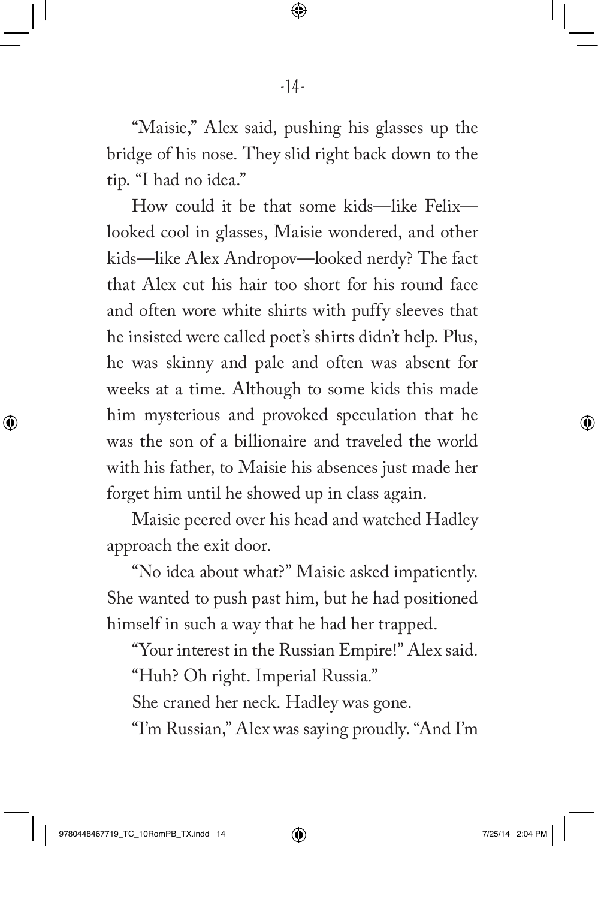"Maisie," Alex said, pushing his glasses up the bridge of his nose. They slid right back down to the tip. "I had no idea."

How could it be that some kids—like Felix—looked cool in glasses, Maisie wondered, and other kids—like Alex Andropov—looked nerdy? The fact that Alex cut his hair too short for his round face and often wore white shirts with puffy sleeves that he insisted were called poet's shirts didn't help. Plus, he was skinny and pale and often was absent for weeks at a time. Although to some kids this made him mysterious and provoked speculation that he was the son of a billionaire and traveled the world with his father, to Maisie his absences just made her forget him until he showed up in class again.

Maisie peered over his head and watched Hadley approach the exit door.

"No idea about what?" Maisie asked impatiently. She wanted to push past him, but he had positioned himself in such a way that he had her trapped.

"Your interest in the Russian Empire!" Alex said.

"Huh? Oh right. Imperial Russia."

She craned her neck. Hadley was gone.

"I'm Russian," Alex was saying proudly. "And I'm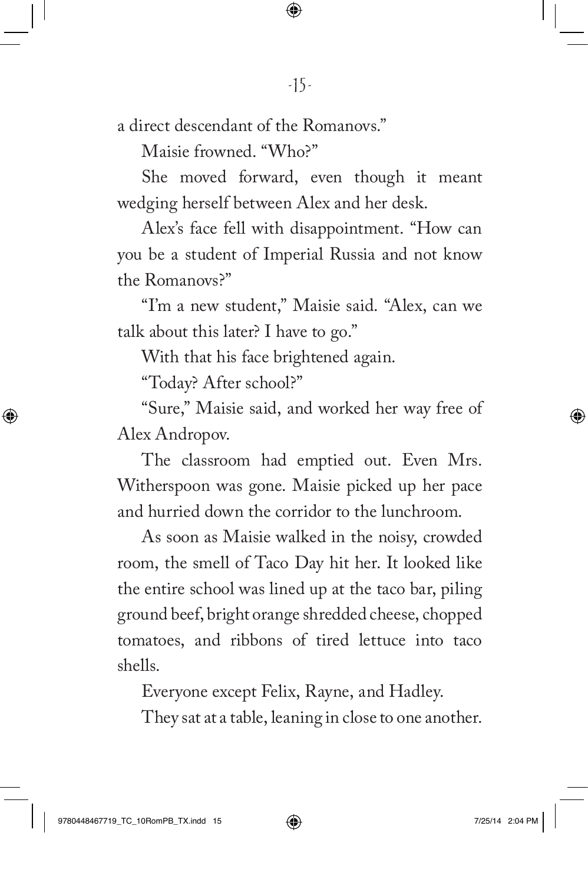a direct descendant of the Romanovs."

Maisie frowned. "Who?"

She moved forward, even though it meant wedging herself between Alex and her desk.

Alex's face fell with disappointment. "How can you be a student of Imperial Russia and not know the Romanovs?"

"I'm a new student," Maisie said. "Alex, can we talk about this later? I have to go."

With that his face brightened again.

"Today? After school?"

"Sure," Maisie said, and worked her way free of Alex Andropov.

The classroom had emptied out. Even Mrs. Witherspoon was gone. Maisie picked up her pace and hurried down the corridor to the lunchroom.

As soon as Maisie walked in the noisy, crowded room, the smell of Taco Day hit her. It looked like the entire school was lined up at the taco bar, piling ground beef, bright orange shredded cheese, chopped tomatoes, and ribbons of tired lettuce into taco shells.

Everyone except Felix, Rayne, and Hadley.

They sat at a table, leaning in close to one another.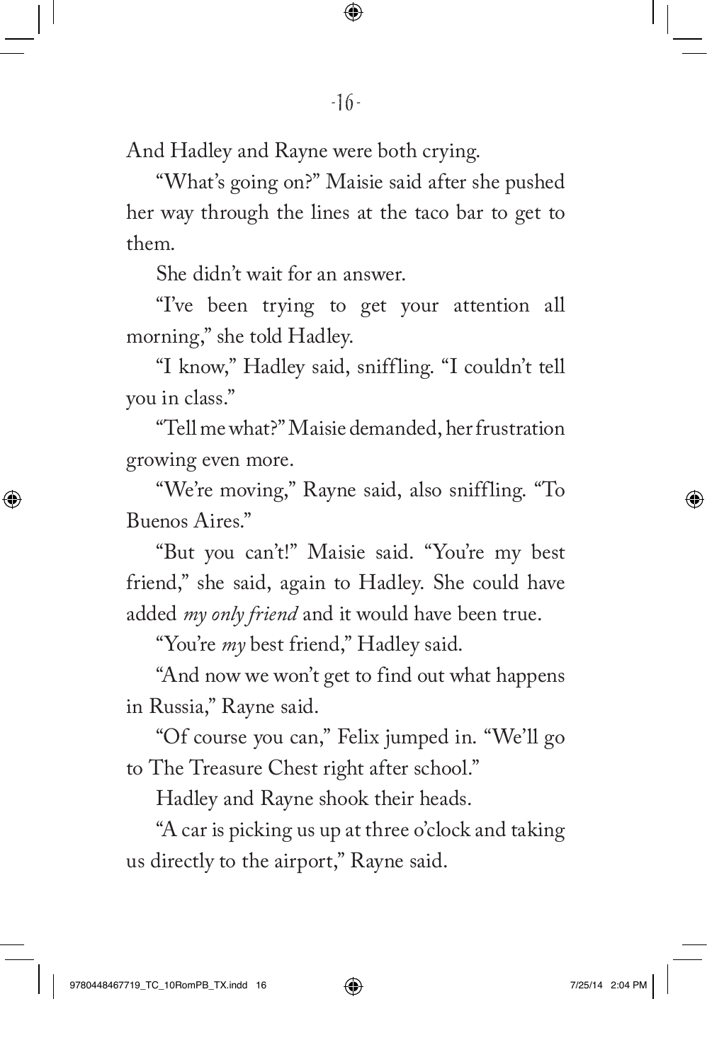And Hadley and Rayne were both crying.

"What's going on?" Maisie said after she pushed her way through the lines at the taco bar to get to them.

She didn't wait for an answer.

"I've been trying to get your attention all morning," she told Hadley.

"I know," Hadley said, sniffling. "I couldn't tell you in class."

"Tell me what?" Maisie demanded, her frustration growing even more.

"We're moving," Rayne said, also sniffling. "To Buenos Aires."

"But you can't!" Maisie said. "You're my best friend," she said, again to Hadley. She could have added *my only friend* and it would have been true.

"You're *my* best friend," Hadley said.

"And now we won't get to find out what happens in Russia," Rayne said.

"Of course you can," Felix jumped in. "We'll go to The Treasure Chest right after school."

Hadley and Rayne shook their heads.

"A car is picking us up at three o'clock and taking us directly to the airport," Rayne said.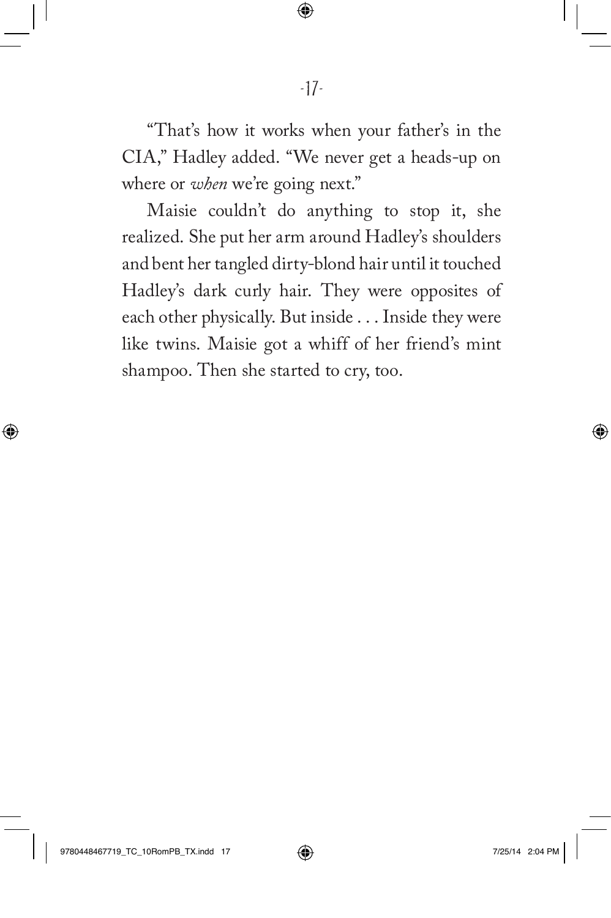"That's how it works when your father's in the CIA," Hadley added. "We never get a heads-up on where or *when* we're going next."

Maisie couldn't do anything to stop it, she realized. She put her arm around Hadley's shoulders and bent her tangled dirty-blond hair until it touched Hadley's dark curly hair. They were opposites of each other physically. But inside . . . Inside they were like twins. Maisie got a whiff of her friend's mint shampoo. Then she started to cry, too.